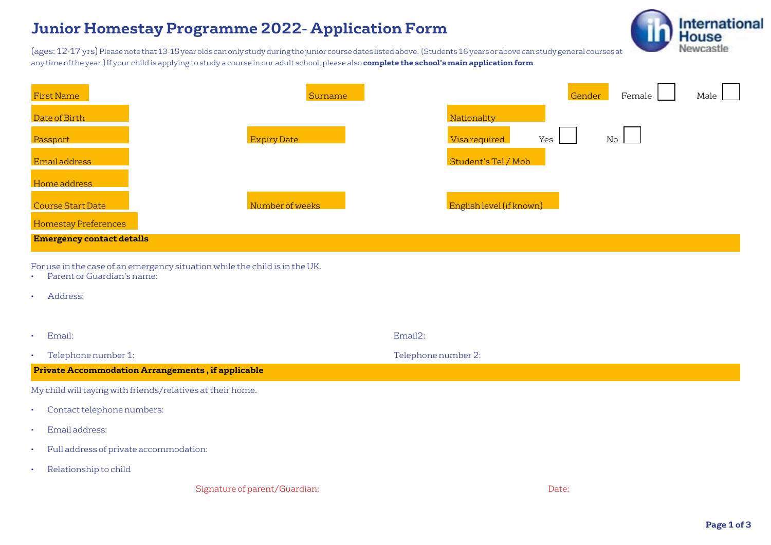# Junior Homestay Programme 2022- Application Form

(ages: 12-17 yrs) Please note that 13-15 year olds can only study during the junior course dates listed above. (Students 16 years or above can study general courses at any time of the year.) If your child is applying to study a course in our adult school, please also **complete the school's main application form**.

| | | | | | |
|---|---|---|---|---|---|
| First Name | | Surname | | Gender | Female ☐ Male ☐ |
| Date of Birth | | | | Nationality | |
| Passport | | Expiry Date | | Visa required | Yes ☐ No ☐ |
| Email address | | | | Student's Tel / Mob | |
| Home address | | | | | |
| Course Start Date | | Number of weeks | | English level (if known) | |
| Homestay Preferences | | | | | |

**Emergency contact details**

For use in the case of an emergency situation while the child is in the UK.

- Parent or Guardian's name:
- Address:
- Email: Email2:
- Telephone number 1: Telephone number 2:

**Private Accommodation Arrangements , if applicable**

My child will taying with friends/relatives at their home.

- Contact telephone numbers:
- Email address:
- Full address of private accommodation:
- Relationship to child

Signature of parent/Guardian: Date: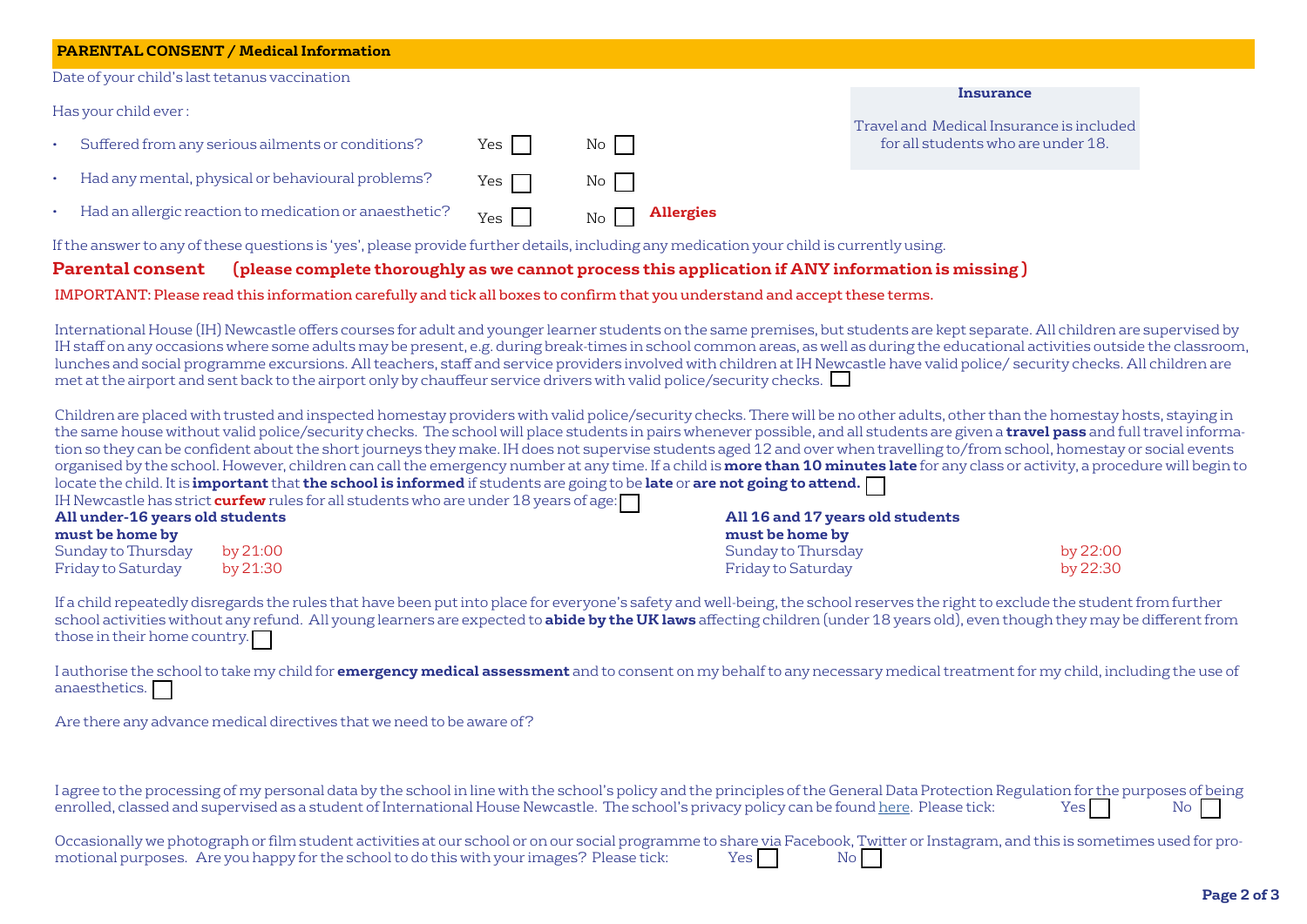## PARENTAL CONSENT / Medical Information

Date of your child's last tetanus vaccination

**Insurance**

Travel and Medical Insurance is included for all students who are under 18.

Has your child ever :

- Suffered from any serious ailments or conditions? Yes ☐ No ☐
- Had any mental, physical or behavioural problems? Yes ☐ No ☐
- Had an allergic reaction to medication or anaesthetic? Yes ☐ No ☐ **Allergies**

If the answer to any of these questions is 'yes', please provide further details, including any medication your child is currently using.

## Parental consent (please complete thoroughly as we cannot process this application if ANY information is missing )

IMPORTANT: Please read this information carefully and tick all boxes to confirm that you understand and accept these terms.

International House (IH) Newcastle offers courses for adult and younger learner students on the same premises, but students are kept separate. All children are supervised by IH staff on any occasions where some adults may be present, e.g. during break-times in school common areas, as well as during the educational activities outside the classroom, lunches and social programme excursions. All teachers, staff and service providers involved with children at IH Newcastle have valid police/ security checks. All children are met at the airport and sent back to the airport only by chauffeur service drivers with valid police/security checks. ☐

Children are placed with trusted and inspected homestay providers with valid police/security checks. There will be no other adults, other than the homestay hosts, staying in the same house without valid police/security checks. The school will place students in pairs whenever possible, and all students are given a **travel pass** and full travel information so they can be confident about the short journeys they make. IH does not supervise students aged 12 and over when travelling to/from school, homestay or social events organised by the school. However, children can call the emergency number at any time. If a child is **more than 10 minutes late** for any class or activity, a procedure will begin to locate the child. It is **important** that **the school is informed** if students are going to be **late** or **are not going to attend.** ☐

IH Newcastle has strict **curfew** rules for all students who are under 18 years of age: ☐

**All under-16 years old students must be home by**

| | |
|---|---|
| Sunday to Thursday | by 21:00 |
| Friday to Saturday | by 21:30 |

**All 16 and 17 years old students must be home by**

| | |
|---|---|
| Sunday to Thursday | by 22:00 |
| Friday to Saturday | by 22:30 |

If a child repeatedly disregards the rules that have been put into place for everyone's safety and well-being, the school reserves the right to exclude the student from further school activities without any refund. All young learners are expected to **abide by the UK laws** affecting children (under 18 years old), even though they may be different from those in their home country. ☐

I authorise the school to take my child for **emergency medical assessment** and to consent on my behalf to any necessary medical treatment for my child, including the use of anaesthetics. ☐

Are there any advance medical directives that we need to be aware of?

I agree to the processing of my personal data by the school in line with the school's policy and the principles of the General Data Protection Regulation for the purposes of being enrolled, classed and supervised as a student of International House Newcastle. The school's privacy policy can be found here. Please tick: Yes ☐ No ☐

Occasionally we photograph or film student activities at our school or on our social programme to share via Facebook, Twitter or Instagram, and this is sometimes used for promotional purposes. Are you happy for the school to do this with your images? Please tick: Yes ☐ No ☐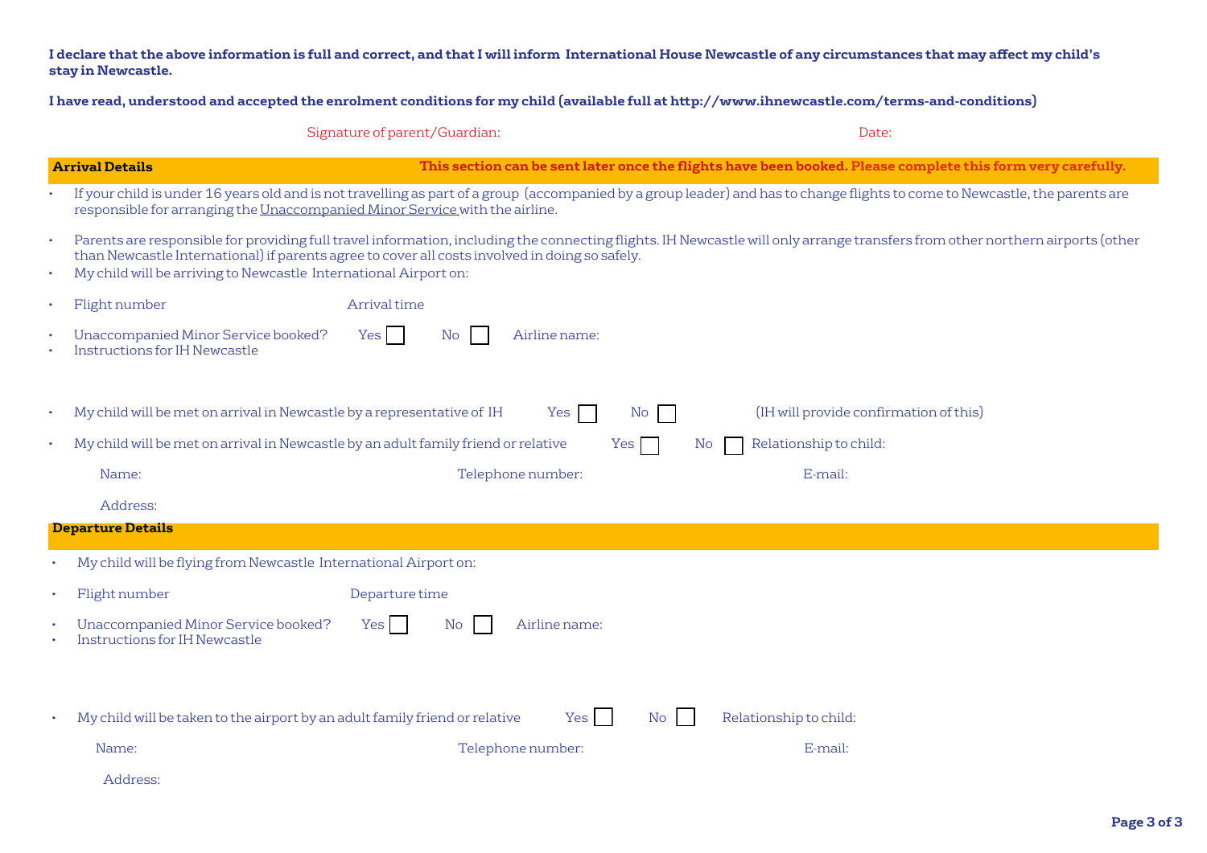**I declare that the above information is full and correct, and that I will inform International House Newcastle of any circumstances that may affect my child's stay in Newcastle.**

**I have read, understood and accepted the enrolment conditions for my child (available full at http://www.ihnewcastle.com/terms-and-conditions)**

Signature of parent/Guardian: Date:

## Arrival Details

**This section can be sent later once the flights have been booked. Please complete this form very carefully.**

- If your child is under 16 years old and is not travelling as part of a group (accompanied by a group leader) and has to change flights to come to Newcastle, the parents are responsible for arranging the Unaccompanied Minor Service with the airline.
- Parents are responsible for providing full travel information, including the connecting flights. IH Newcastle will only arrange transfers from other northern airports (other than Newcastle International) if parents agree to cover all costs involved in doing so safely.
- My child will be arriving to Newcastle International Airport on:
- Flight number Arrival time
- Unaccompanied Minor Service booked? Yes ☐ No ☐ Airline name:
- Instructions for IH Newcastle
- My child will be met on arrival in Newcastle by a representative of IH Yes ☐ No ☐ (IH will provide confirmation of this)
- My child will be met on arrival in Newcastle by an adult family friend or relative Yes ☐ No ☐ Relationship to child:

Name: Telephone number: E-mail:

Address:

## Departure Details

- My child will be flying from Newcastle International Airport on:
- Flight number Departure time
- Unaccompanied Minor Service booked? Yes ☐ No ☐ Airline name:
- Instructions for IH Newcastle
- My child will be taken to the airport by an adult family friend or relative Yes ☐ No ☐ Relationship to child:

Name: Telephone number: E-mail:

Address: